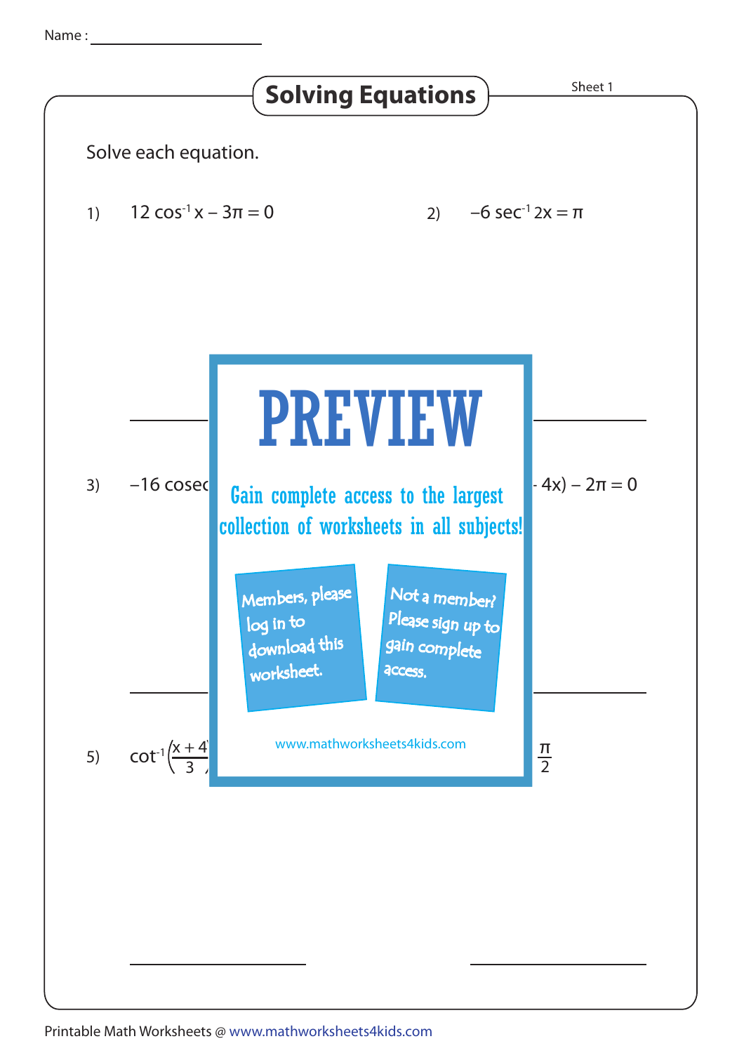Name :

# Solving Equations

Sheet 1

Solve each equation.

1) $12 \cos^{-1} x - 3\pi = 0$

2) $-6 \sec^{-1} 2x = \pi$

3) $-16$ cosec

4x) $- 2\pi = 0$

5) $\cot^{-1}\left(\frac{x+4}{3}\right.$

$\frac{\pi}{2}$

**PREVIEW**

Gain complete access to the largest collection of worksheets in all subjects!

Members, please log in to download this worksheet.

Not a member? Please sign up to gain complete access.

www.mathworksheets4kids.com

Printable Math Worksheets @ www.mathworksheets4kids.com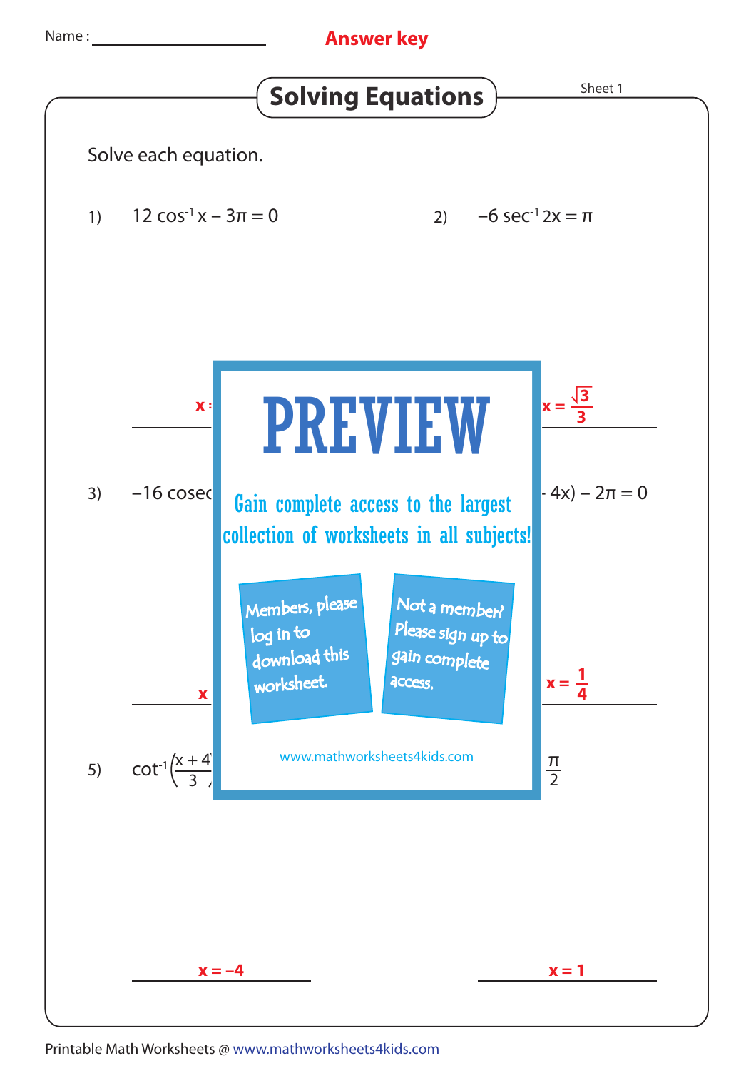Name : ____________ **Answer key**

# Solving Equations

Sheet 1

Solve each equation.

1) $12 \cos^{-1} x - 3\pi = 0$

2) $-6 \sec^{-1} 2x = \pi$

**x =**

**$x = \frac{\sqrt{3}}{3}$**

3) $-16 \operatorname{cosec}$

$4x) - 2\pi = 0$

**x**

**$x = \frac{1}{4}$**

5) $\cot^{-1}\left(\frac{x+4}{3}\right.$

$\frac{\pi}{2}$

# PREVIEW

Gain complete access to the largest collection of worksheets in all subjects!

Members, please log in to download this worksheet.

Not a member? Please sign up to gain complete access.

www.mathworksheets4kids.com

**x = –4**

**x = 1**

Printable Math Worksheets @ www.mathworksheets4kids.com